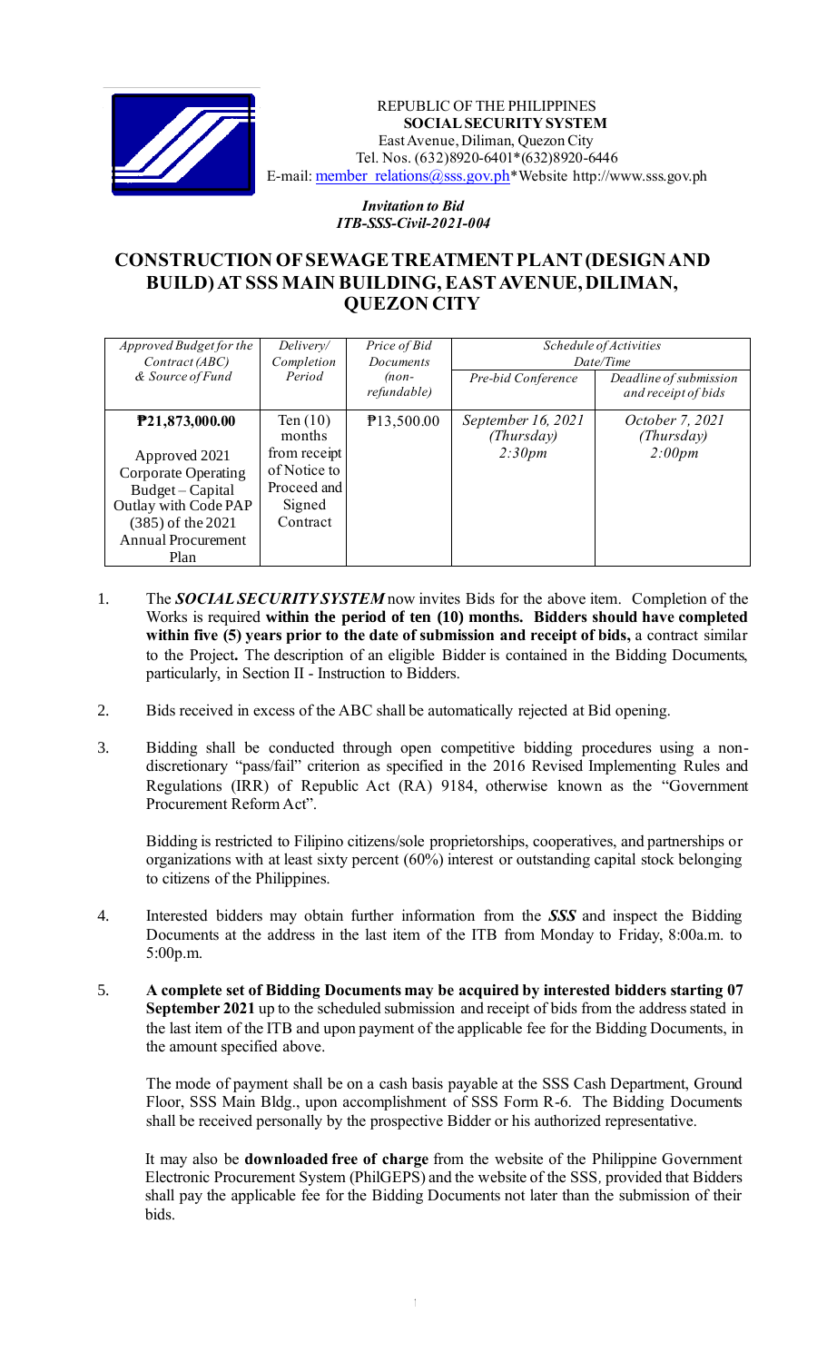REPUBLIC OF THE PHILIPPINES
**SOCIAL SECURITY SYSTEM**
East Avenue, Diliman, Quezon City
Tel. Nos. (632)8920-6401*(632)8920-6446
E-mail: member_relations@sss.gov.ph*Website http://www.sss.gov.ph

***Invitation to Bid***
***ITB-SSS-Civil-2021-004***

# CONSTRUCTION OF SEWAGE TREATMENT PLANT (DESIGN AND BUILD) AT SSS MAIN BUILDING, EAST AVENUE, DILIMAN, QUEZON CITY

| *Approved Budget for the Contract (ABC) & Source of Fund* | *Delivery/ Completion Period* | *Price of Bid Documents (non-refundable)* | *Schedule of Activities Date/Time* | |
|---|---|---|---|---|
| | | | *Pre-bid Conference* | *Deadline of submission and receipt of bids* |
| **₱21,873,000.00**<br><br>Approved 2021 Corporate Operating Budget – Capital Outlay with Code PAP (385) of the 2021 Annual Procurement Plan | Ten (10) months from receipt of Notice to Proceed and Signed Contract | ₱13,500.00 | *September 16, 2021 (Thursday) 2:30pm* | *October 7, 2021 (Thursday) 2:00pm* |

1. The ***SOCIAL SECURITY SYSTEM*** now invites Bids for the above item. Completion of the Works is required **within the period of ten (10) months. Bidders should have completed within five (5) years prior to the date of submission and receipt of bids,** a contract similar to the Project**.** The description of an eligible Bidder is contained in the Bidding Documents, particularly, in Section II - Instruction to Bidders.

2. Bids received in excess of the ABC shall be automatically rejected at Bid opening.

3. Bidding shall be conducted through open competitive bidding procedures using a non-discretionary "pass/fail" criterion as specified in the 2016 Revised Implementing Rules and Regulations (IRR) of Republic Act (RA) 9184, otherwise known as the "Government Procurement Reform Act".

   Bidding is restricted to Filipino citizens/sole proprietorships, cooperatives, and partnerships or organizations with at least sixty percent (60%) interest or outstanding capital stock belonging to citizens of the Philippines.

4. Interested bidders may obtain further information from the ***SSS*** and inspect the Bidding Documents at the address in the last item of the ITB from Monday to Friday, 8:00a.m. to 5:00p.m.

5. **A complete set of Bidding Documents may be acquired by interested bidders starting 07 September 2021** up to the scheduled submission and receipt of bids from the address stated in the last item of the ITB and upon payment of the applicable fee for the Bidding Documents, in the amount specified above.

   The mode of payment shall be on a cash basis payable at the SSS Cash Department, Ground Floor, SSS Main Bldg., upon accomplishment of SSS Form R-6. The Bidding Documents shall be received personally by the prospective Bidder or his authorized representative.

   It may also be **downloaded free of charge** from the website of the Philippine Government Electronic Procurement System (PhilGEPS) and the website of the SSS, provided that Bidders shall pay the applicable fee for the Bidding Documents not later than the submission of their bids.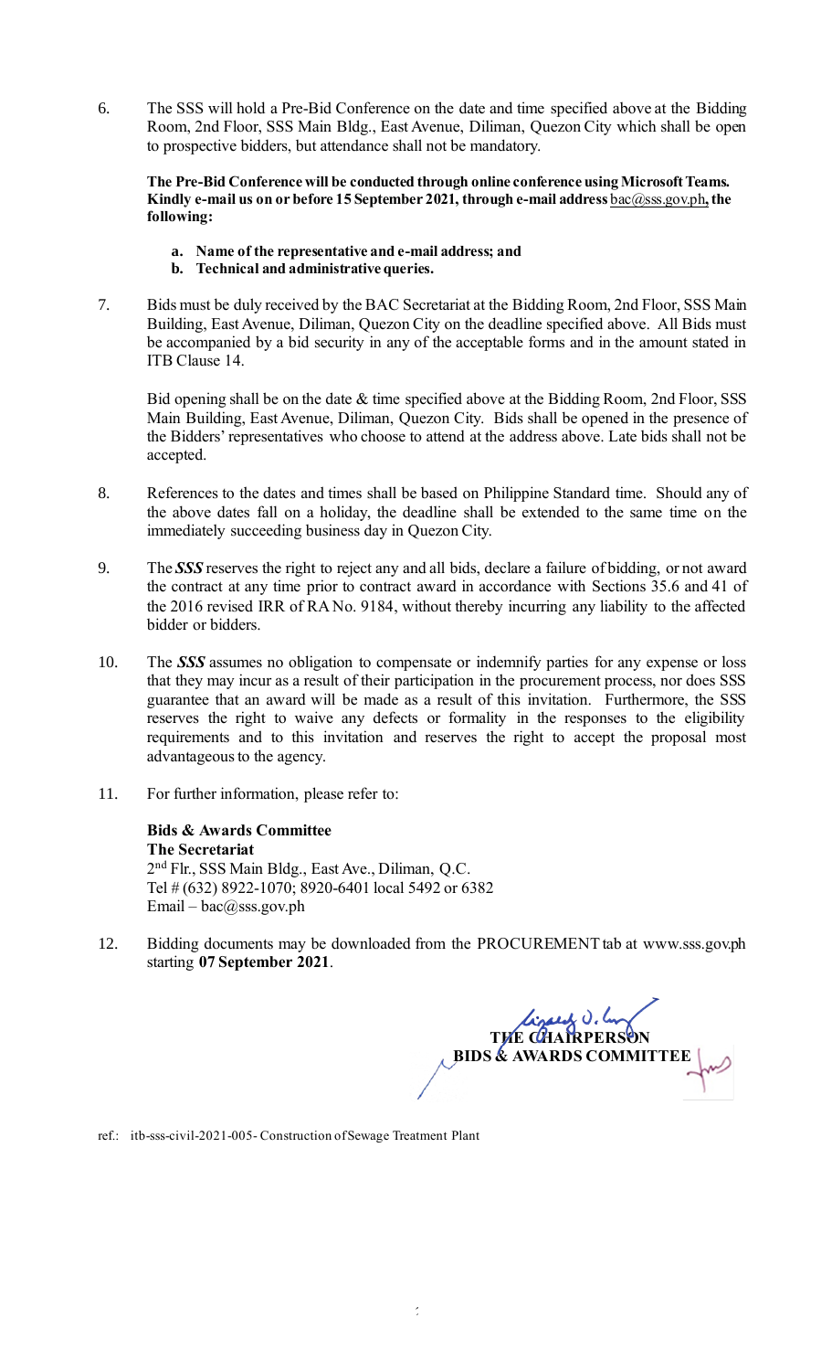6. The SSS will hold a Pre-Bid Conference on the date and time specified above at the Bidding Room, 2nd Floor, SSS Main Bldg., East Avenue, Diliman, Quezon City which shall be open to prospective bidders, but attendance shall not be mandatory.

   **The Pre-Bid Conference will be conducted through online conference using Microsoft Teams. Kindly e-mail us on or before 15 September 2021, through e-mail address** bac@sss.gov.ph**, the following:**

   a. **Name of the representative and e-mail address; and**
   b. **Technical and administrative queries.**

7. Bids must be duly received by the BAC Secretariat at the Bidding Room, 2nd Floor, SSS Main Building, East Avenue, Diliman, Quezon City on the deadline specified above. All Bids must be accompanied by a bid security in any of the acceptable forms and in the amount stated in ITB Clause 14.

   Bid opening shall be on the date & time specified above at the Bidding Room, 2nd Floor, SSS Main Building, East Avenue, Diliman, Quezon City. Bids shall be opened in the presence of the Bidders' representatives who choose to attend at the address above. Late bids shall not be accepted.

8. References to the dates and times shall be based on Philippine Standard time. Should any of the above dates fall on a holiday, the deadline shall be extended to the same time on the immediately succeeding business day in Quezon City.

9. The ***SSS*** reserves the right to reject any and all bids, declare a failure of bidding, or not award the contract at any time prior to contract award in accordance with Sections 35.6 and 41 of the 2016 revised IRR of RA No. 9184, without thereby incurring any liability to the affected bidder or bidders.

10. The ***SSS*** assumes no obligation to compensate or indemnify parties for any expense or loss that they may incur as a result of their participation in the procurement process, nor does SSS guarantee that an award will be made as a result of this invitation. Furthermore, the SSS reserves the right to waive any defects or formality in the responses to the eligibility requirements and to this invitation and reserves the right to accept the proposal most advantageous to the agency.

11. For further information, please refer to:

    **Bids & Awards Committee**
    **The Secretariat**
    2nd Flr., SSS Main Bldg., East Ave., Diliman, Q.C.
    Tel # (632) 8922-1070; 8920-6401 local 5492 or 6382
    Email – bac@sss.gov.ph

12. Bidding documents may be downloaded from the PROCUREMENT tab at www.sss.gov.ph starting **07 September 2021**.

**THE CHAIRPERSON**
**BIDS & AWARDS COMMITTEE**

ref.: itb-sss-civil-2021-005- Construction of Sewage Treatment Plant